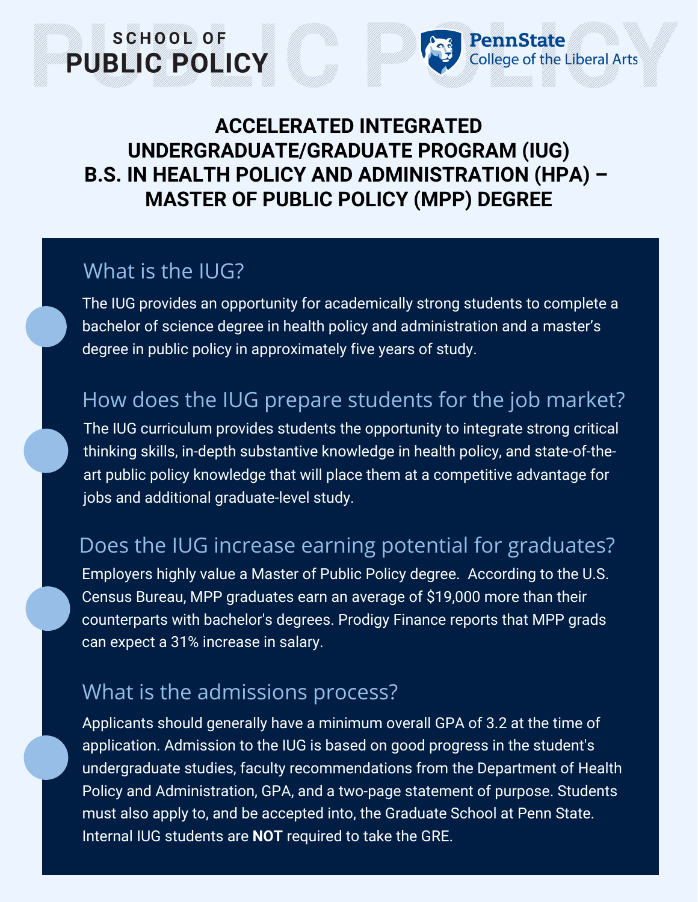SCHOOL OF
**PUBLIC POLICY**

PennState
College of the Liberal Arts

# ACCELERATED INTEGRATED UNDERGRADUATE/GRADUATE PROGRAM (IUG) B.S. IN HEALTH POLICY AND ADMINISTRATION (HPA) – MASTER OF PUBLIC POLICY (MPP) DEGREE

## What is the IUG?

The IUG provides an opportunity for academically strong students to complete a bachelor of science degree in health policy and administration and a master's degree in public policy in approximately five years of study.

## How does the IUG prepare students for the job market?

The IUG curriculum provides students the opportunity to integrate strong critical thinking skills, in-depth substantive knowledge in health policy, and state-of-the-art public policy knowledge that will place them at a competitive advantage for jobs and additional graduate-level study.

## Does the IUG increase earning potential for graduates?

Employers highly value a Master of Public Policy degree. According to the U.S. Census Bureau, MPP graduates earn an average of $19,000 more than their counterparts with bachelor's degrees. Prodigy Finance reports that MPP grads can expect a 31% increase in salary.

## What is the admissions process?

Applicants should generally have a minimum overall GPA of 3.2 at the time of application. Admission to the IUG is based on good progress in the student's undergraduate studies, faculty recommendations from the Department of Health Policy and Administration, GPA, and a two-page statement of purpose. Students must also apply to, and be accepted into, the Graduate School at Penn State. Internal IUG students are **NOT** required to take the GRE.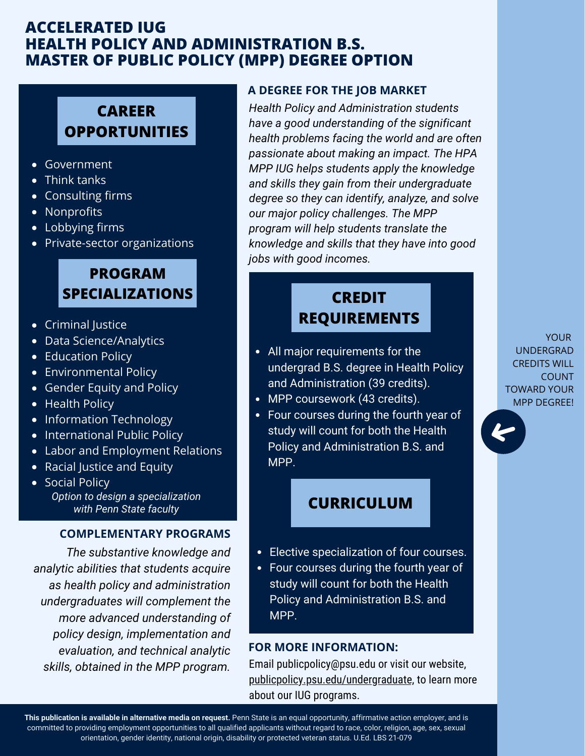# ACCELERATED IUG HEALTH POLICY AND ADMINISTRATION B.S. MASTER OF PUBLIC POLICY (MPP) DEGREE OPTION

## CAREER OPPORTUNITIES

- Government
- Think tanks
- Consulting firms
- Nonprofits
- Lobbying firms
- Private-sector organizations

## PROGRAM SPECIALIZATIONS

- Criminal Justice
- Data Science/Analytics
- Education Policy
- Environmental Policy
- Gender Equity and Policy
- Health Policy
- Information Technology
- International Public Policy
- Labor and Employment Relations
- Racial Justice and Equity
- Social Policy

*Option to design a specialization with Penn State faculty*

### COMPLEMENTARY PROGRAMS

*The substantive knowledge and analytic abilities that students acquire as health policy and administration undergraduates will complement the more advanced understanding of policy design, implementation and evaluation, and technical analytic skills, obtained in the MPP program.*

### A DEGREE FOR THE JOB MARKET

*Health Policy and Administration students have a good understanding of the significant health problems facing the world and are often passionate about making an impact. The HPA MPP IUG helps students apply the knowledge and skills they gain from their undergraduate degree so they can identify, analyze, and solve our major policy challenges. The MPP program will help students translate the knowledge and skills that they have into good jobs with good incomes.*

## CREDIT REQUIREMENTS

- All major requirements for the undergrad B.S. degree in Health Policy and Administration (39 credits).
- MPP coursework (43 credits).
- Four courses during the fourth year of study will count for both the Health Policy and Administration B.S. and MPP.

YOUR UNDERGRAD CREDITS WILL COUNT TOWARD YOUR MPP DEGREE!

## CURRICULUM

- Elective specialization of four courses.
- Four courses during the fourth year of study will count for both the Health Policy and Administration B.S. and MPP.

### FOR MORE INFORMATION:

Email publicpolicy@psu.edu or visit our website, publicpolicy.psu.edu/undergraduate, to learn more about our IUG programs.

**This publication is available in alternative media on request.** Penn State is an equal opportunity, affirmative action employer, and is committed to providing employment opportunities to all qualified applicants without regard to race, color, religion, age, sex, sexual orientation, gender identity, national origin, disability or protected veteran status. U.Ed. LBS 21-079